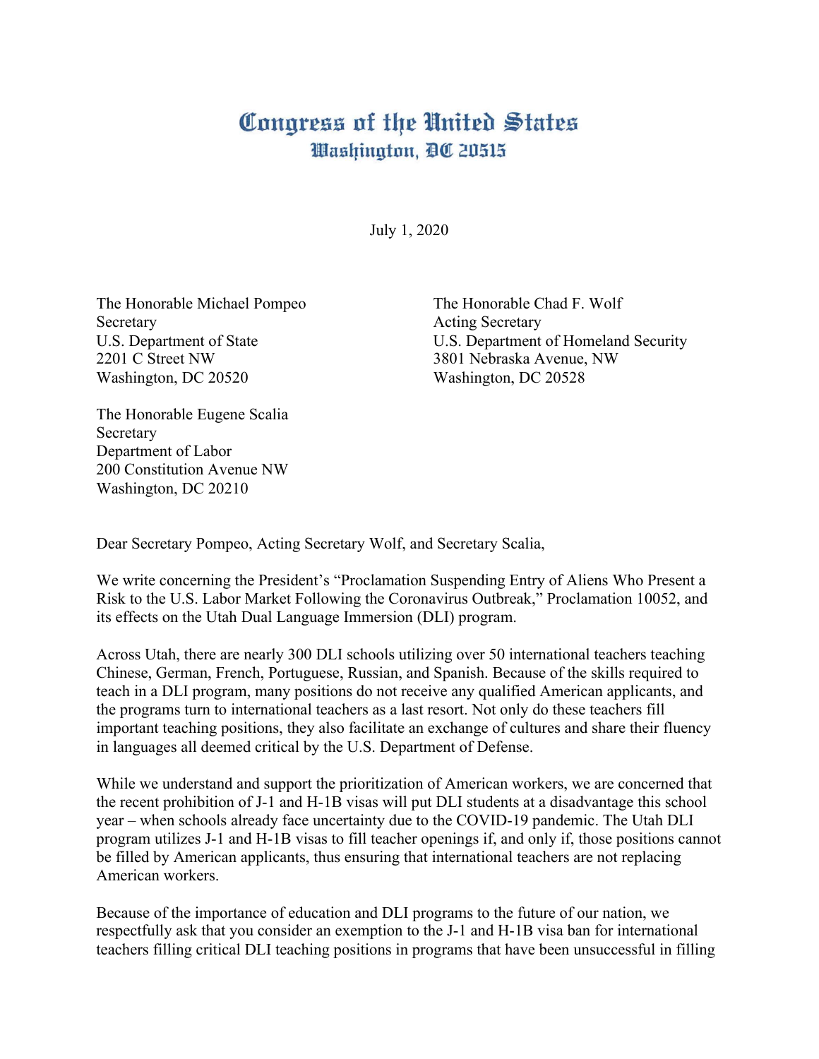# Congress of the United States
## Washington, DC 20515

July 1, 2020

The Honorable Michael Pompeo
Secretary
U.S. Department of State
2201 C Street NW
Washington, DC 20520

The Honorable Chad F. Wolf
Acting Secretary
U.S. Department of Homeland Security
3801 Nebraska Avenue, NW
Washington, DC 20528

The Honorable Eugene Scalia
Secretary
Department of Labor
200 Constitution Avenue NW
Washington, DC 20210

Dear Secretary Pompeo, Acting Secretary Wolf, and Secretary Scalia,

We write concerning the President's "Proclamation Suspending Entry of Aliens Who Present a Risk to the U.S. Labor Market Following the Coronavirus Outbreak," Proclamation 10052, and its effects on the Utah Dual Language Immersion (DLI) program.

Across Utah, there are nearly 300 DLI schools utilizing over 50 international teachers teaching Chinese, German, French, Portuguese, Russian, and Spanish. Because of the skills required to teach in a DLI program, many positions do not receive any qualified American applicants, and the programs turn to international teachers as a last resort. Not only do these teachers fill important teaching positions, they also facilitate an exchange of cultures and share their fluency in languages all deemed critical by the U.S. Department of Defense.

While we understand and support the prioritization of American workers, we are concerned that the recent prohibition of J-1 and H-1B visas will put DLI students at a disadvantage this school year – when schools already face uncertainty due to the COVID-19 pandemic. The Utah DLI program utilizes J-1 and H-1B visas to fill teacher openings if, and only if, those positions cannot be filled by American applicants, thus ensuring that international teachers are not replacing American workers.

Because of the importance of education and DLI programs to the future of our nation, we respectfully ask that you consider an exemption to the J-1 and H-1B visa ban for international teachers filling critical DLI teaching positions in programs that have been unsuccessful in filling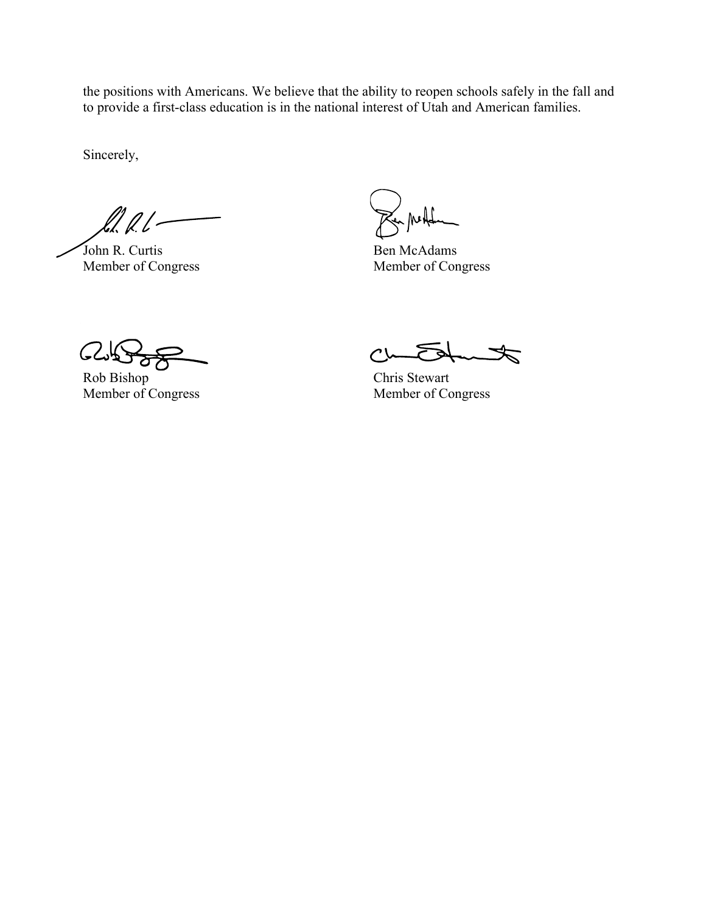the positions with Americans. We believe that the ability to reopen schools safely in the fall and to provide a first-class education is in the national interest of Utah and American families.

Sincerely,

John R. Curtis
Member of Congress

Ben McAdams
Member of Congress

Rob Bishop
Member of Congress

Chris Stewart
Member of Congress